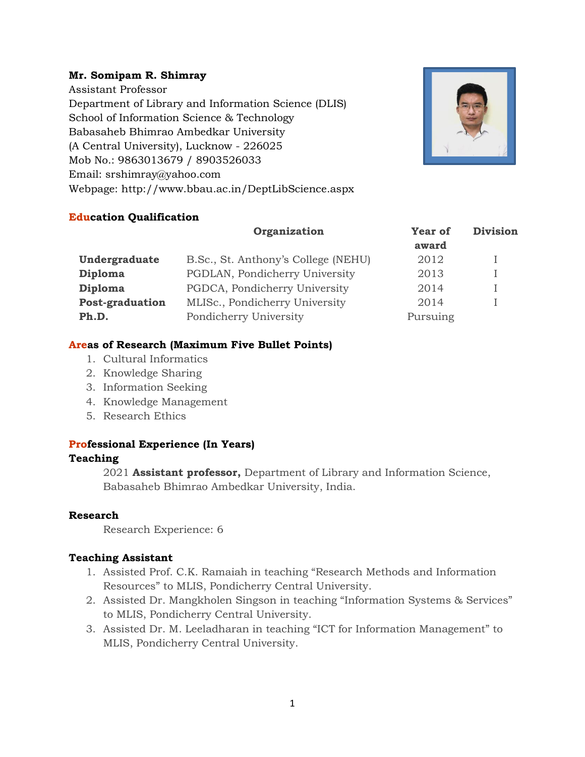**Mr. Somipam R. Shimray**
Assistant Professor
Department of Library and Information Science (DLIS)
School of Information Science & Technology
Babasaheb Bhimrao Ambedkar University
(A Central University), Lucknow - 226025
Mob No.: 9863013679 / 8903526033
Email: srshimray@yahoo.com
Webpage: http://www.bbau.ac.in/DeptLibScience.aspx

## Education Qualification

| | Organization | Year of award | Division |
|---|---|---|---|
| **Undergraduate** | B.Sc., St. Anthony's College (NEHU) | 2012 | I |
| **Diploma** | PGDLAN, Pondicherry University | 2013 | I |
| **Diploma** | PGDCA, Pondicherry University | 2014 | I |
| **Post-graduation** | MLISc., Pondicherry University | 2014 | I |
| **Ph.D.** | Pondicherry University | Pursuing | |

## Areas of Research (Maximum Five Bullet Points)

1. Cultural Informatics
2. Knowledge Sharing
3. Information Seeking
4. Knowledge Management
5. Research Ethics

## Professional Experience (In Years)

### Teaching

2021 **Assistant professor,** Department of Library and Information Science, Babasaheb Bhimrao Ambedkar University, India.

### Research

Research Experience: 6

### Teaching Assistant

1. Assisted Prof. C.K. Ramaiah in teaching "Research Methods and Information Resources" to MLIS, Pondicherry Central University.
2. Assisted Dr. Mangkholen Singson in teaching "Information Systems & Services" to MLIS, Pondicherry Central University.
3. Assisted Dr. M. Leeladharan in teaching "ICT for Information Management" to MLIS, Pondicherry Central University.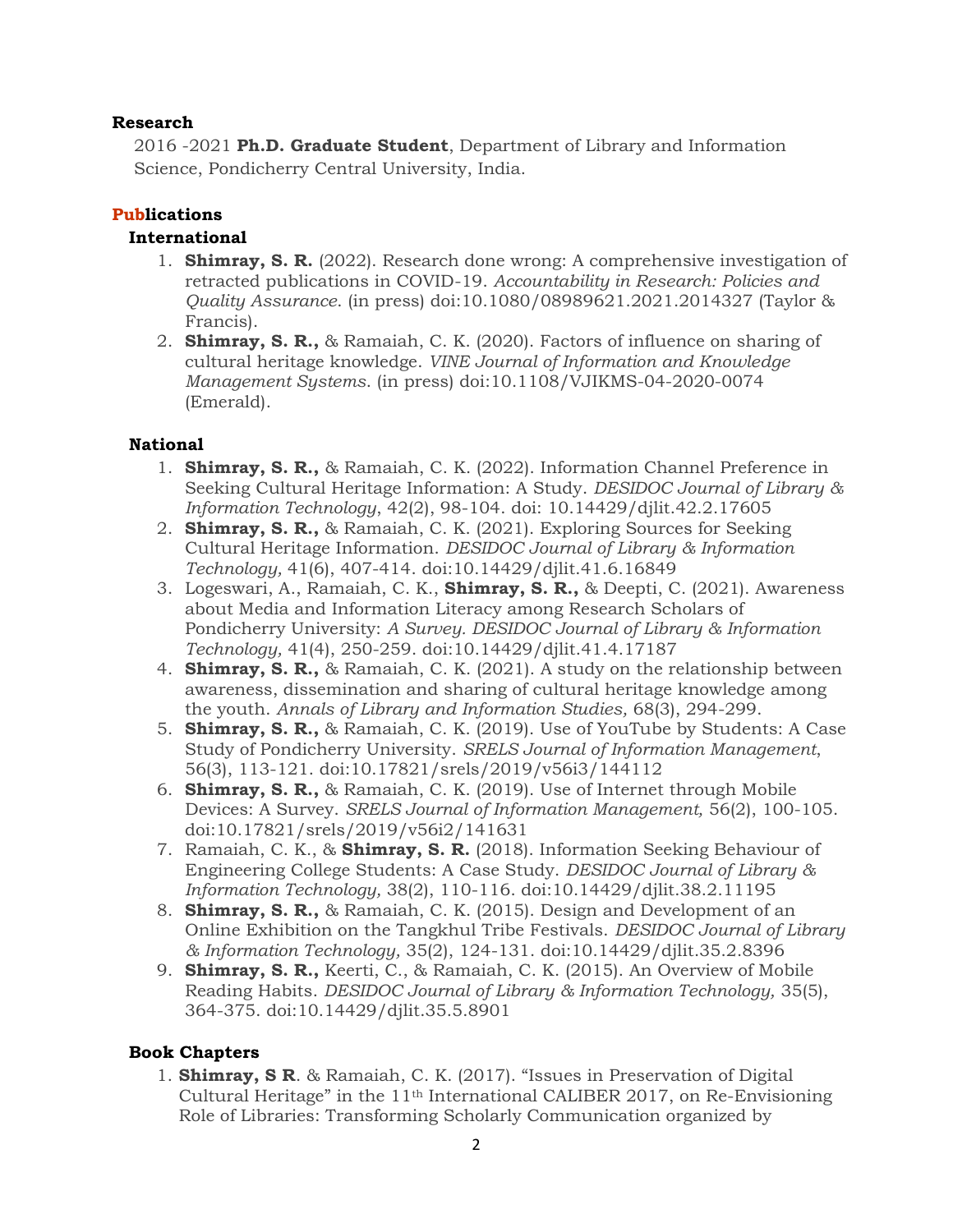**Research**

2016 -2021 **Ph.D. Graduate Student**, Department of Library and Information Science, Pondicherry Central University, India.

## Publications

### International

1. **Shimray, S. R.** (2022). Research done wrong: A comprehensive investigation of retracted publications in COVID-19. *Accountability in Research: Policies and Quality Assurance*. (in press) doi:10.1080/08989621.2021.2014327 (Taylor & Francis).
2. **Shimray, S. R.,** & Ramaiah, C. K. (2020). Factors of influence on sharing of cultural heritage knowledge. *VINE Journal of Information and Knowledge Management Systems*. (in press) doi:10.1108/VJIKMS-04-2020-0074 (Emerald).

### National

1. **Shimray, S. R.,** & Ramaiah, C. K. (2022). Information Channel Preference in Seeking Cultural Heritage Information: A Study. *DESIDOC Journal of Library & Information Technology*, 42(2), 98-104. doi: 10.14429/djlit.42.2.17605
2. **Shimray, S. R.,** & Ramaiah, C. K. (2021). Exploring Sources for Seeking Cultural Heritage Information. *DESIDOC Journal of Library & Information Technology,* 41(6), 407-414. doi:10.14429/djlit.41.6.16849
3. Logeswari, A., Ramaiah, C. K., **Shimray, S. R.,** & Deepti, C. (2021). Awareness about Media and Information Literacy among Research Scholars of Pondicherry University: *A Survey. DESIDOC Journal of Library & Information Technology,* 41(4), 250-259. doi:10.14429/djlit.41.4.17187
4. **Shimray, S. R.,** & Ramaiah, C. K. (2021). A study on the relationship between awareness, dissemination and sharing of cultural heritage knowledge among the youth. *Annals of Library and Information Studies,* 68(3), 294-299.
5. **Shimray, S. R.,** & Ramaiah, C. K. (2019). Use of YouTube by Students: A Case Study of Pondicherry University. *SRELS Journal of Information Management*, 56(3), 113-121. doi:10.17821/srels/2019/v56i3/144112
6. **Shimray, S. R.,** & Ramaiah, C. K. (2019). Use of Internet through Mobile Devices: A Survey. *SRELS Journal of Information Management,* 56(2), 100-105. doi:10.17821/srels/2019/v56i2/141631
7. Ramaiah, C. K., & **Shimray, S. R.** (2018). Information Seeking Behaviour of Engineering College Students: A Case Study. *DESIDOC Journal of Library & Information Technology,* 38(2), 110-116. doi:10.14429/djlit.38.2.11195
8. **Shimray, S. R.,** & Ramaiah, C. K. (2015). Design and Development of an Online Exhibition on the Tangkhul Tribe Festivals. *DESIDOC Journal of Library & Information Technology,* 35(2), 124-131. doi:10.14429/djlit.35.2.8396
9. **Shimray, S. R.,** Keerti, C., & Ramaiah, C. K. (2015). An Overview of Mobile Reading Habits. *DESIDOC Journal of Library & Information Technology,* 35(5), 364-375. doi:10.14429/djlit.35.5.8901

### Book Chapters

1. **Shimray, S R**. & Ramaiah, C. K. (2017). "Issues in Preservation of Digital Cultural Heritage" in the 11th International CALIBER 2017, on Re-Envisioning Role of Libraries: Transforming Scholarly Communication organized by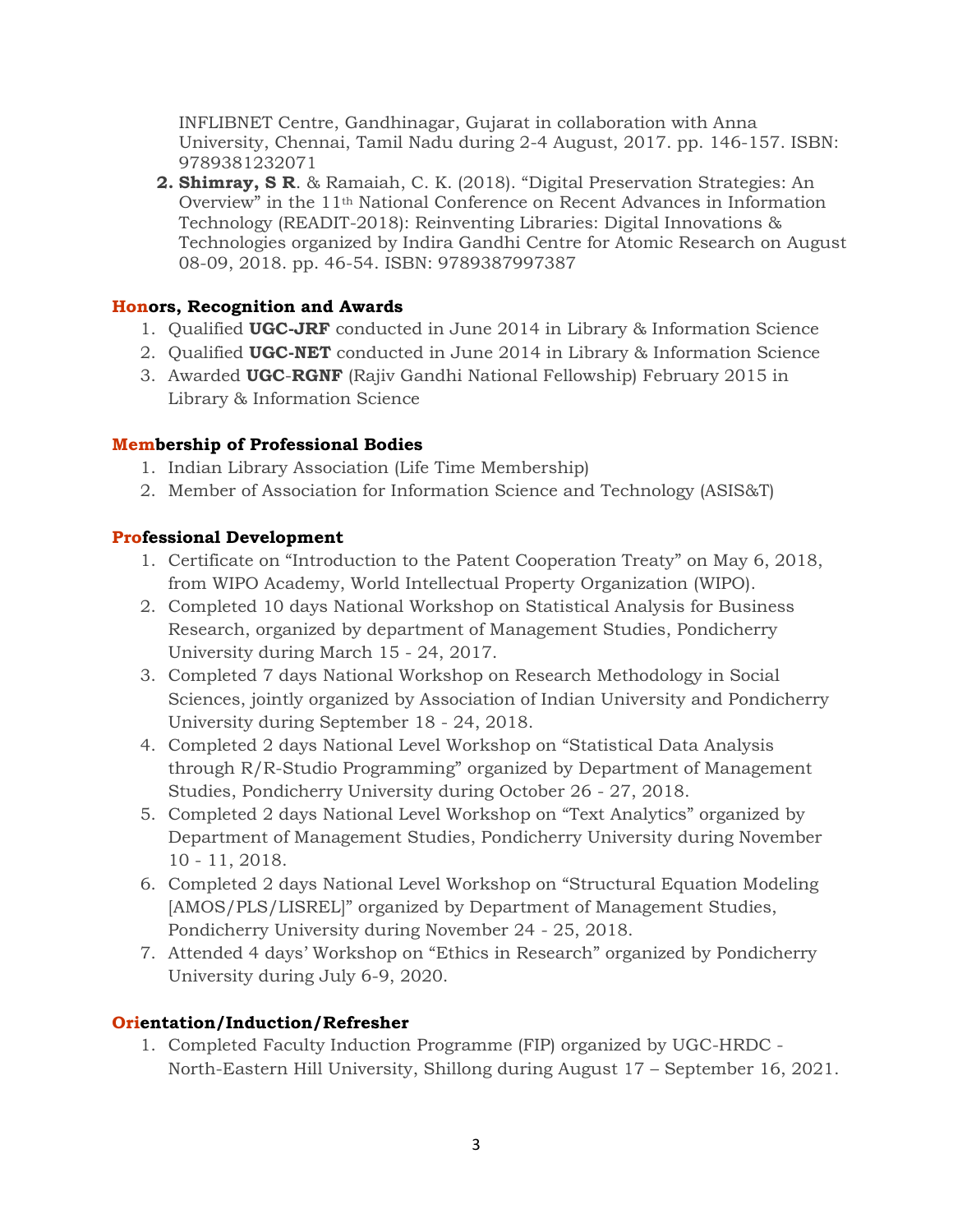INFLIBNET Centre, Gandhinagar, Gujarat in collaboration with Anna University, Chennai, Tamil Nadu during 2-4 August, 2017. pp. 146-157. ISBN: 9789381232071

2. **Shimray, S R**. & Ramaiah, C. K. (2018). "Digital Preservation Strategies: An Overview" in the 11th National Conference on Recent Advances in Information Technology (READIT-2018): Reinventing Libraries: Digital Innovations & Technologies organized by Indira Gandhi Centre for Atomic Research on August 08-09, 2018. pp. 46-54. ISBN: 9789387997387

### Honors, Recognition and Awards

1. Qualified **UGC-JRF** conducted in June 2014 in Library & Information Science
2. Qualified **UGC-NET** conducted in June 2014 in Library & Information Science
3. Awarded **UGC**-**RGNF** (Rajiv Gandhi National Fellowship) February 2015 in Library & Information Science

### Membership of Professional Bodies

1. Indian Library Association (Life Time Membership)
2. Member of Association for Information Science and Technology (ASIS&T)

### Professional Development

1. Certificate on "Introduction to the Patent Cooperation Treaty" on May 6, 2018, from WIPO Academy, World Intellectual Property Organization (WIPO).
2. Completed 10 days National Workshop on Statistical Analysis for Business Research, organized by department of Management Studies, Pondicherry University during March 15 - 24, 2017.
3. Completed 7 days National Workshop on Research Methodology in Social Sciences, jointly organized by Association of Indian University and Pondicherry University during September 18 - 24, 2018.
4. Completed 2 days National Level Workshop on "Statistical Data Analysis through R/R-Studio Programming" organized by Department of Management Studies, Pondicherry University during October 26 - 27, 2018.
5. Completed 2 days National Level Workshop on "Text Analytics" organized by Department of Management Studies, Pondicherry University during November 10 - 11, 2018.
6. Completed 2 days National Level Workshop on "Structural Equation Modeling [AMOS/PLS/LISREL]" organized by Department of Management Studies, Pondicherry University during November 24 - 25, 2018.
7. Attended 4 days' Workshop on "Ethics in Research" organized by Pondicherry University during July 6-9, 2020.

### Orientation/Induction/Refresher

1. Completed Faculty Induction Programme (FIP) organized by UGC-HRDC - North-Eastern Hill University, Shillong during August 17 – September 16, 2021.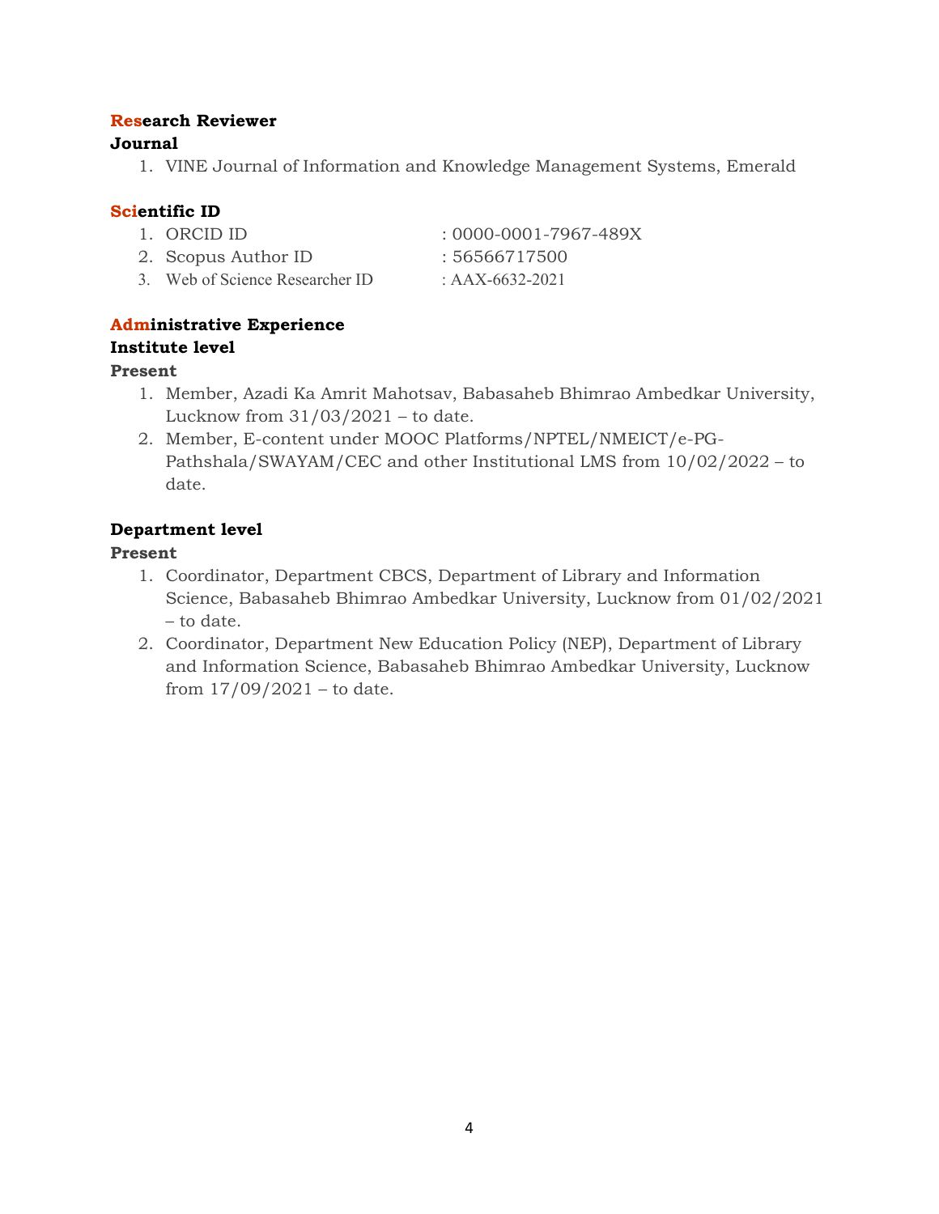## Research Reviewer

### Journal

1. VINE Journal of Information and Knowledge Management Systems, Emerald

## Scientific ID

1. ORCID ID : 0000-0001-7967-489X
2. Scopus Author ID : 56566717500
3. Web of Science Researcher ID : AAX-6632-2021

## Administrative Experience

### Institute level

**Present**

1. Member, Azadi Ka Amrit Mahotsav, Babasaheb Bhimrao Ambedkar University, Lucknow from 31/03/2021 – to date.
2. Member, E-content under MOOC Platforms/NPTEL/NMEICT/e-PG-Pathshala/SWAYAM/CEC and other Institutional LMS from 10/02/2022 – to date.

### Department level

**Present**

1. Coordinator, Department CBCS, Department of Library and Information Science, Babasaheb Bhimrao Ambedkar University, Lucknow from 01/02/2021 – to date.
2. Coordinator, Department New Education Policy (NEP), Department of Library and Information Science, Babasaheb Bhimrao Ambedkar University, Lucknow from 17/09/2021 – to date.